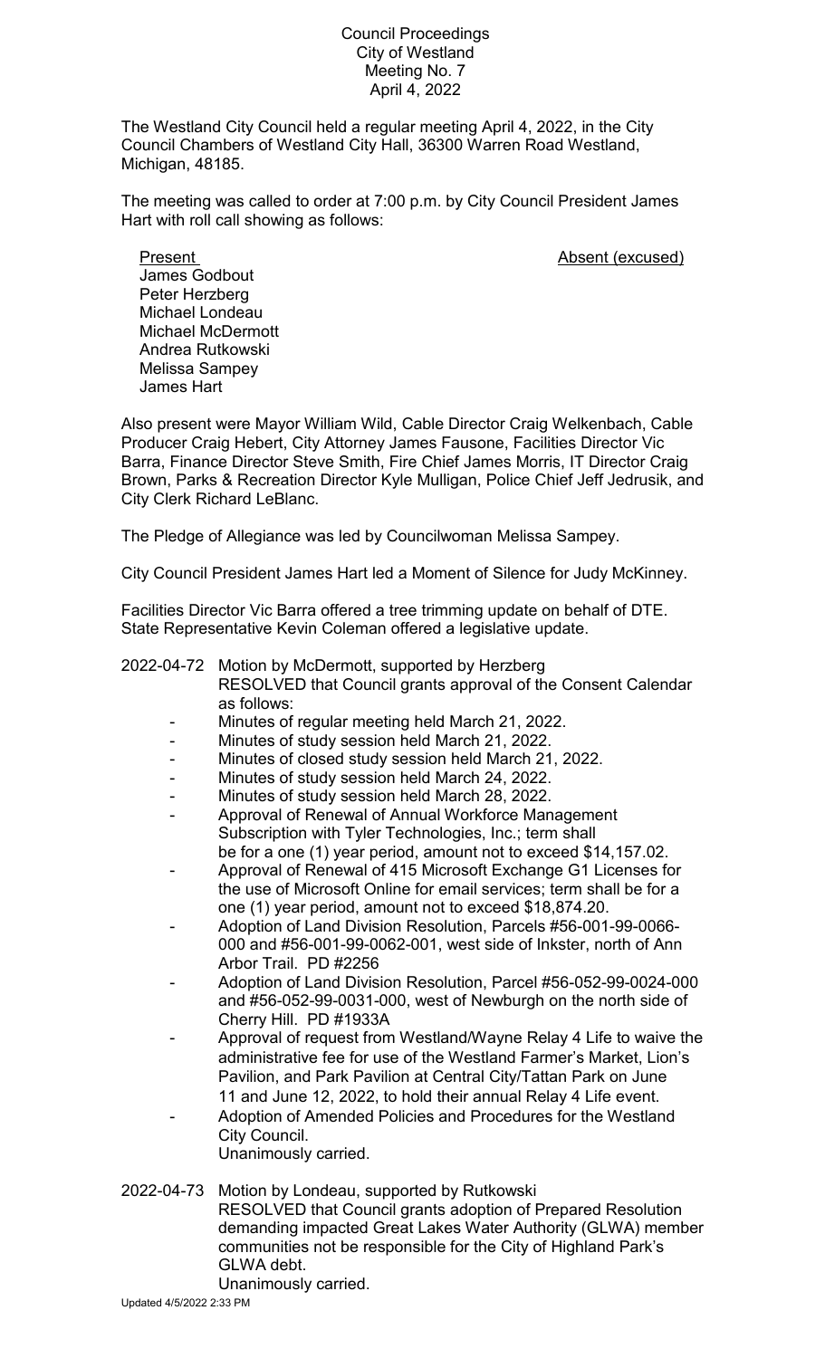Council Proceedings
City of Westland
Meeting No. 7
April 4, 2022

The Westland City Council held a regular meeting April 4, 2022, in the City Council Chambers of Westland City Hall, 36300 Warren Road Westland, Michigan, 48185.

The meeting was called to order at 7:00 p.m. by City Council President James Hart with roll call showing as follows:

| Present | Absent (excused) |
|---|---|
| James Godbout | |
| Peter Herzberg | |
| Michael Londeau | |
| Michael McDermott | |
| Andrea Rutkowski | |
| Melissa Sampey | |
| James Hart | |

Also present were Mayor William Wild, Cable Director Craig Welkenbach, Cable Producer Craig Hebert, City Attorney James Fausone, Facilities Director Vic Barra, Finance Director Steve Smith, Fire Chief James Morris, IT Director Craig Brown, Parks & Recreation Director Kyle Mulligan, Police Chief Jeff Jedrusik, and City Clerk Richard LeBlanc.

The Pledge of Allegiance was led by Councilwoman Melissa Sampey.

City Council President James Hart led a Moment of Silence for Judy McKinney.

Facilities Director Vic Barra offered a tree trimming update on behalf of DTE.
State Representative Kevin Coleman offered a legislative update.

2022-04-72 Motion by McDermott, supported by Herzberg
RESOLVED that Council grants approval of the Consent Calendar as follows:

- Minutes of regular meeting held March 21, 2022.
- Minutes of study session held March 21, 2022.
- Minutes of closed study session held March 21, 2022.
- Minutes of study session held March 24, 2022.
- Minutes of study session held March 28, 2022.
- Approval of Renewal of Annual Workforce Management Subscription with Tyler Technologies, Inc.; term shall be for a one (1) year period, amount not to exceed $14,157.02.
- Approval of Renewal of 415 Microsoft Exchange G1 Licenses for the use of Microsoft Online for email services; term shall be for a one (1) year period, amount not to exceed $18,874.20.
- Adoption of Land Division Resolution, Parcels #56-001-99-0066-000 and #56-001-99-0062-001, west side of Inkster, north of Ann Arbor Trail. PD #2256
- Adoption of Land Division Resolution, Parcel #56-052-99-0024-000 and #56-052-99-0031-000, west of Newburgh on the north side of Cherry Hill. PD #1933A
- Approval of request from Westland/Wayne Relay 4 Life to waive the administrative fee for use of the Westland Farmer's Market, Lion's Pavilion, and Park Pavilion at Central City/Tattan Park on June 11 and June 12, 2022, to hold their annual Relay 4 Life event.
- Adoption of Amended Policies and Procedures for the Westland City Council.

Unanimously carried.

2022-04-73 Motion by Londeau, supported by Rutkowski
RESOLVED that Council grants adoption of Prepared Resolution demanding impacted Great Lakes Water Authority (GLWA) member communities not be responsible for the City of Highland Park's GLWA debt.
Unanimously carried.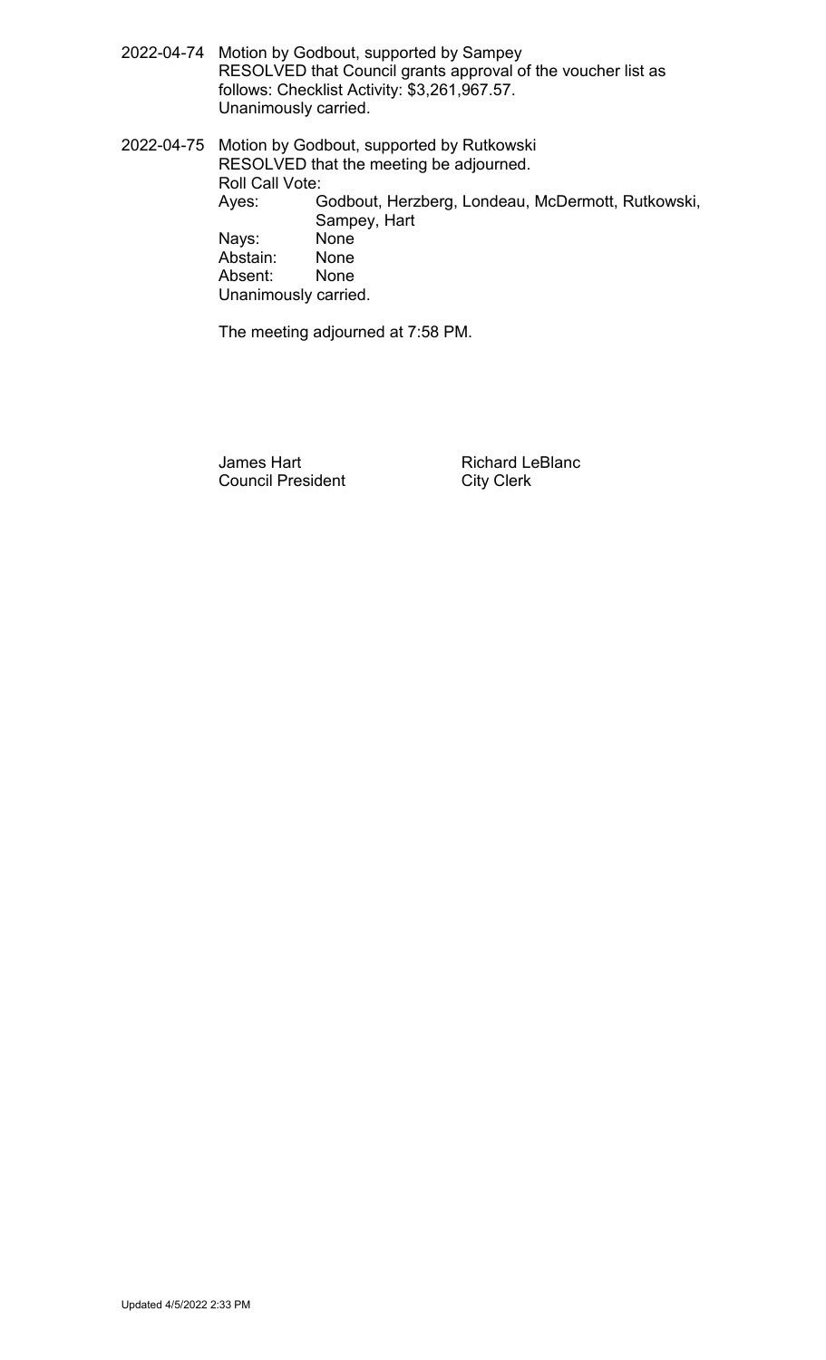2022-04-74 Motion by Godbout, supported by Sampey
RESOLVED that Council grants approval of the voucher list as follows: Checklist Activity: $3,261,967.57.
Unanimously carried.

2022-04-75 Motion by Godbout, supported by Rutkowski
RESOLVED that the meeting be adjourned.
Roll Call Vote:

| | |
|---|---|
| Ayes: | Godbout, Herzberg, Londeau, McDermott, Rutkowski, Sampey, Hart |
| Nays: | None |
| Abstain: | None |
| Absent: | None |

Unanimously carried.

The meeting adjourned at 7:58 PM.

James Hart
Council President

Richard LeBlanc
City Clerk

Updated 4/5/2022 2:33 PM